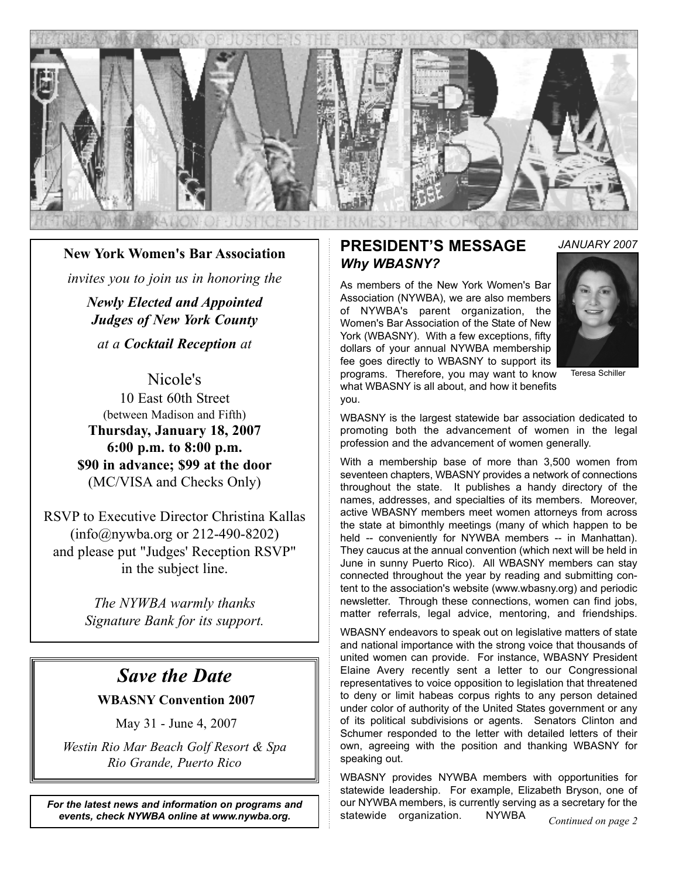# NYWBA

THE TRUE ADMINISTRATION OF JUSTICE IS THE FIRMEST PILLAR OF GOOD GOVERNMENT

**New York Women's Bar Association**

*invites you to join us in honoring the*

***Newly Elected and Appointed Judges of New York County***

*at a* ***Cocktail Reception*** *at*

Nicole's
10 East 60th Street
(between Madison and Fifth)
**Thursday, January 18, 2007**
**6:00 p.m. to 8:00 p.m.**
**$90 in advance; $99 at the door**
(MC/VISA and Checks Only)

RSVP to Executive Director Christina Kallas (info@nywba.org or 212-490-8202) and please put "Judges' Reception RSVP" in the subject line.

*The NYWBA warmly thanks Signature Bank for its support.*

## *Save the Date*

**WBASNY Convention 2007**

May 31 - June 4, 2007

*Westin Rio Mar Beach Golf Resort & Spa*
*Rio Grande, Puerto Rico*

***For the latest news and information on programs and events, check NYWBA online at www.nywba.org.***

## PRESIDENT'S MESSAGE

### *Why WBASNY?*

*JANUARY 2007*

Teresa Schiller

As members of the New York Women's Bar Association (NYWBA), we are also members of NYWBA's parent organization, the Women's Bar Association of the State of New York (WBASNY). With a few exceptions, fifty dollars of your annual NYWBA membership fee goes directly to WBASNY to support its programs. Therefore, you may want to know what WBASNY is all about, and how it benefits you.

WBASNY is the largest statewide bar association dedicated to promoting both the advancement of women in the legal profession and the advancement of women generally.

With a membership base of more than 3,500 women from seventeen chapters, WBASNY provides a network of connections throughout the state. It publishes a handy directory of the names, addresses, and specialties of its members. Moreover, active WBASNY members meet women attorneys from across the state at bimonthly meetings (many of which happen to be held -- conveniently for NYWBA members -- in Manhattan). They caucus at the annual convention (which next will be held in June in sunny Puerto Rico). All WBASNY members can stay connected throughout the year by reading and submitting content to the association's website (www.wbasny.org) and periodic newsletter. Through these connections, women can find jobs, matter referrals, legal advice, mentoring, and friendships.

WBASNY endeavors to speak out on legislative matters of state and national importance with the strong voice that thousands of united women can provide. For instance, WBASNY President Elaine Avery recently sent a letter to our Congressional representatives to voice opposition to legislation that threatened to deny or limit habeas corpus rights to any person detained under color of authority of the United States government or any of its political subdivisions or agents. Senators Clinton and Schumer responded to the letter with detailed letters of their own, agreeing with the position and thanking WBASNY for speaking out.

WBASNY provides NYWBA members with opportunities for statewide leadership. For example, Elizabeth Bryson, one of our NYWBA members, is currently serving as a secretary for the statewide organization. NYWBA

*Continued on page 2*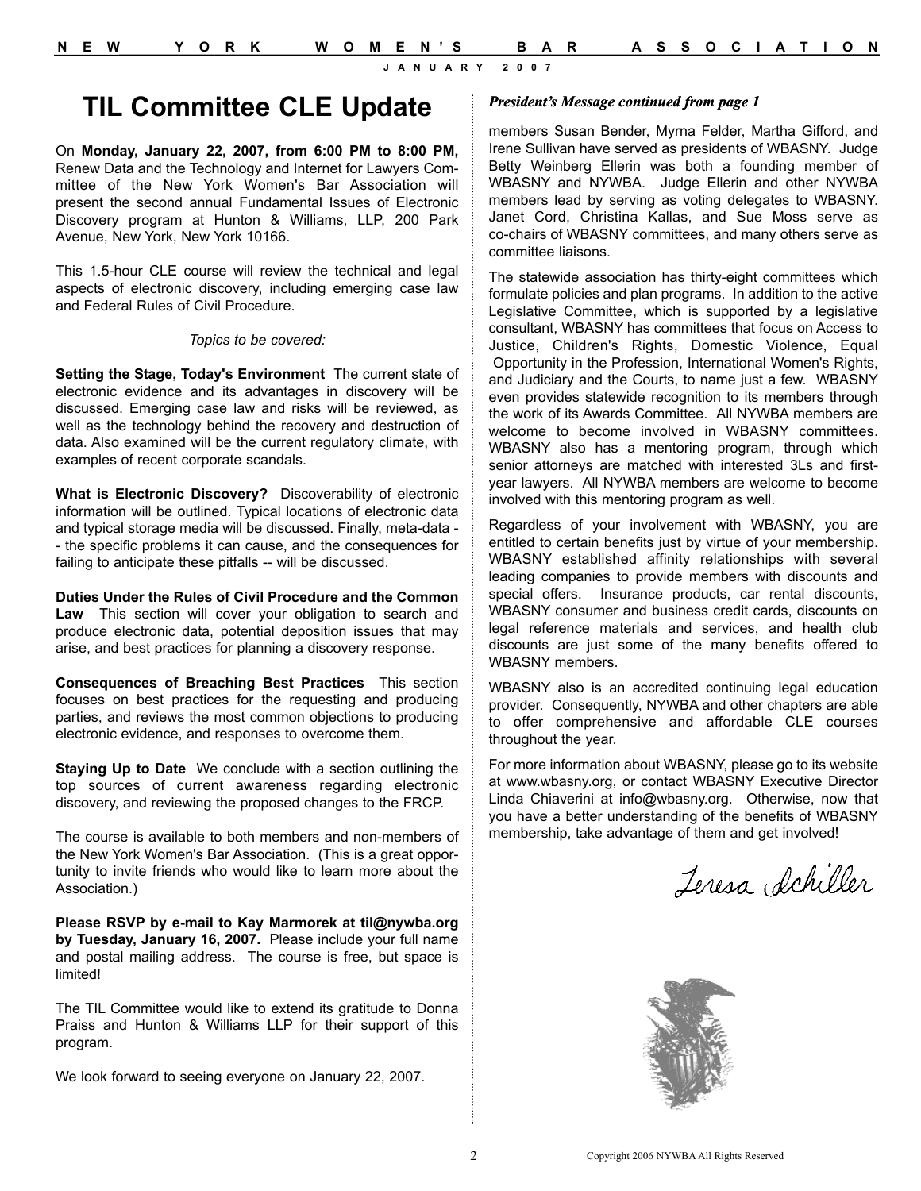# TIL Committee CLE Update

On **Monday, January 22, 2007, from 6:00 PM to 8:00 PM,** Renew Data and the Technology and Internet for Lawyers Committee of the New York Women's Bar Association will present the second annual Fundamental Issues of Electronic Discovery program at Hunton & Williams, LLP, 200 Park Avenue, New York, New York 10166.

This 1.5-hour CLE course will review the technical and legal aspects of electronic discovery, including emerging case law and Federal Rules of Civil Procedure.

*Topics to be covered:*

**Setting the Stage, Today's Environment** The current state of electronic evidence and its advantages in discovery will be discussed. Emerging case law and risks will be reviewed, as well as the technology behind the recovery and destruction of data. Also examined will be the current regulatory climate, with examples of recent corporate scandals.

**What is Electronic Discovery?** Discoverability of electronic information will be outlined. Typical locations of electronic data and typical storage media will be discussed. Finally, meta-data -- the specific problems it can cause, and the consequences for failing to anticipate these pitfalls -- will be discussed.

**Duties Under the Rules of Civil Procedure and the Common Law** This section will cover your obligation to search and produce electronic data, potential deposition issues that may arise, and best practices for planning a discovery response.

**Consequences of Breaching Best Practices** This section focuses on best practices for the requesting and producing parties, and reviews the most common objections to producing electronic evidence, and responses to overcome them.

**Staying Up to Date** We conclude with a section outlining the top sources of current awareness regarding electronic discovery, and reviewing the proposed changes to the FRCP.

The course is available to both members and non-members of the New York Women's Bar Association. (This is a great opportunity to invite friends who would like to learn more about the Association.)

**Please RSVP by e-mail to Kay Marmorek at til@nywba.org by Tuesday, January 16, 2007.** Please include your full name and postal mailing address. The course is free, but space is limited!

The TIL Committee would like to extend its gratitude to Donna Praiss and Hunton & Williams LLP for their support of this program.

We look forward to seeing everyone on January 22, 2007.

***President's Message continued from page 1***

members Susan Bender, Myrna Felder, Martha Gifford, and Irene Sullivan have served as presidents of WBASNY. Judge Betty Weinberg Ellerin was both a founding member of WBASNY and NYWBA. Judge Ellerin and other NYWBA members lead by serving as voting delegates to WBASNY. Janet Cord, Christina Kallas, and Sue Moss serve as co-chairs of WBASNY committees, and many others serve as committee liaisons.

The statewide association has thirty-eight committees which formulate policies and plan programs. In addition to the active Legislative Committee, which is supported by a legislative consultant, WBASNY has committees that focus on Access to Justice, Children's Rights, Domestic Violence, Equal Opportunity in the Profession, International Women's Rights, and Judiciary and the Courts, to name just a few. WBASNY even provides statewide recognition to its members through the work of its Awards Committee. All NYWBA members are welcome to become involved in WBASNY committees. WBASNY also has a mentoring program, through which senior attorneys are matched with interested 3Ls and first-year lawyers. All NYWBA members are welcome to become involved with this mentoring program as well.

Regardless of your involvement with WBASNY, you are entitled to certain benefits just by virtue of your membership. WBASNY established affinity relationships with several leading companies to provide members with discounts and special offers. Insurance products, car rental discounts, WBASNY consumer and business credit cards, discounts on legal reference materials and services, and health club discounts are just some of the many benefits offered to WBASNY members.

WBASNY also is an accredited continuing legal education provider. Consequently, NYWBA and other chapters are able to offer comprehensive and affordable CLE courses throughout the year.

For more information about WBASNY, please go to its website at www.wbasny.org, or contact WBASNY Executive Director Linda Chiaverini at info@wbasny.org. Otherwise, now that you have a better understanding of the benefits of WBASNY membership, take advantage of them and get involved!

*Teresa Schiller*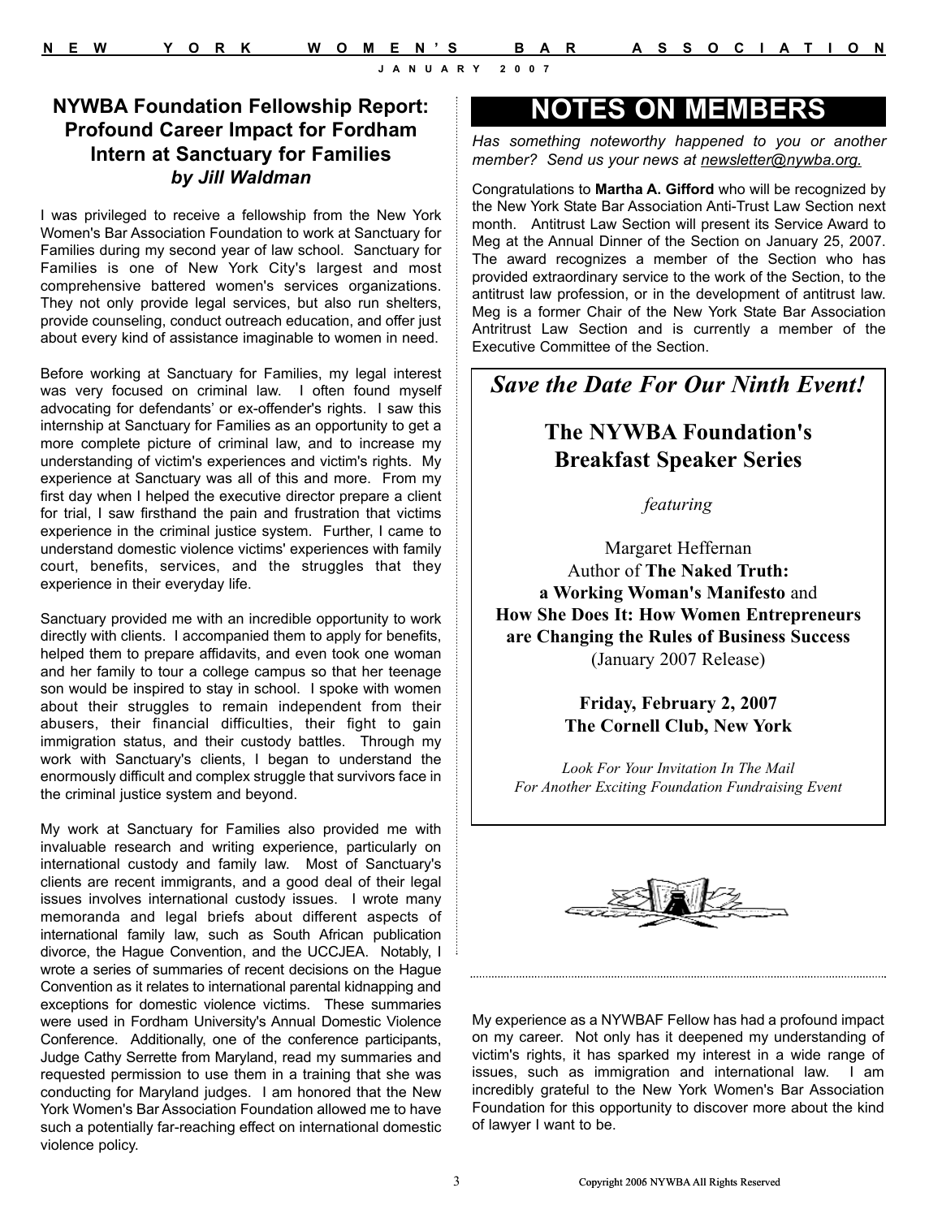## NYWBA Foundation Fellowship Report: Profound Career Impact for Fordham Intern at Sanctuary for Families

***by Jill Waldman***

I was privileged to receive a fellowship from the New York Women's Bar Association Foundation to work at Sanctuary for Families during my second year of law school. Sanctuary for Families is one of New York City's largest and most comprehensive battered women's services organizations. They not only provide legal services, but also run shelters, provide counseling, conduct outreach education, and offer just about every kind of assistance imaginable to women in need.

Before working at Sanctuary for Families, my legal interest was very focused on criminal law. I often found myself advocating for defendants' or ex-offender's rights. I saw this internship at Sanctuary for Families as an opportunity to get a more complete picture of criminal law, and to increase my understanding of victim's experiences and victim's rights. My experience at Sanctuary was all of this and more. From my first day when I helped the executive director prepare a client for trial, I saw firsthand the pain and frustration that victims experience in the criminal justice system. Further, I came to understand domestic violence victims' experiences with family court, benefits, services, and the struggles that they experience in their everyday life.

Sanctuary provided me with an incredible opportunity to work directly with clients. I accompanied them to apply for benefits, helped them to prepare affidavits, and even took one woman and her family to tour a college campus so that her teenage son would be inspired to stay in school. I spoke with women about their struggles to remain independent from their abusers, their financial difficulties, their fight to gain immigration status, and their custody battles. Through my work with Sanctuary's clients, I began to understand the enormously difficult and complex struggle that survivors face in the criminal justice system and beyond.

My work at Sanctuary for Families also provided me with invaluable research and writing experience, particularly on international custody and family law. Most of Sanctuary's clients are recent immigrants, and a good deal of their legal issues involves international custody issues. I wrote many memoranda and legal briefs about different aspects of international family law, such as South African publication divorce, the Hague Convention, and the UCCJEA. Notably, I wrote a series of summaries of recent decisions on the Hague Convention as it relates to international parental kidnapping and exceptions for domestic violence victims. These summaries were used in Fordham University's Annual Domestic Violence Conference. Additionally, one of the conference participants, Judge Cathy Serrette from Maryland, read my summaries and requested permission to use them in a training that she was conducting for Maryland judges. I am honored that the New York Women's Bar Association Foundation allowed me to have such a potentially far-reaching effect on international domestic violence policy.

My experience as a NYWBAF Fellow has had a profound impact on my career. Not only has it deepened my understanding of victim's rights, it has sparked my interest in a wide range of issues, such as immigration and international law. I am incredibly grateful to the New York Women's Bar Association Foundation for this opportunity to discover more about the kind of lawyer I want to be.

## NOTES ON MEMBERS

*Has something noteworthy happened to you or another member? Send us your news at newsletter@nywba.org.*

Congratulations to **Martha A. Gifford** who will be recognized by the New York State Bar Association Anti-Trust Law Section next month. Antitrust Law Section will present its Service Award to Meg at the Annual Dinner of the Section on January 25, 2007. The award recognizes a member of the Section who has provided extraordinary service to the work of the Section, to the antitrust law profession, or in the development of antitrust law. Meg is a former Chair of the New York State Bar Association Antritrust Law Section and is currently a member of the Executive Committee of the Section.

### *Save the Date For Our Ninth Event!*

**The NYWBA Foundation's Breakfast Speaker Series**

*featuring*

Margaret Heffernan
Author of **The Naked Truth: a Working Woman's Manifesto** and **How She Does It: How Women Entrepreneurs are Changing the Rules of Business Success** (January 2007 Release)

**Friday, February 2, 2007**
**The Cornell Club, New York**

*Look For Your Invitation In The Mail For Another Exciting Foundation Fundraising Event*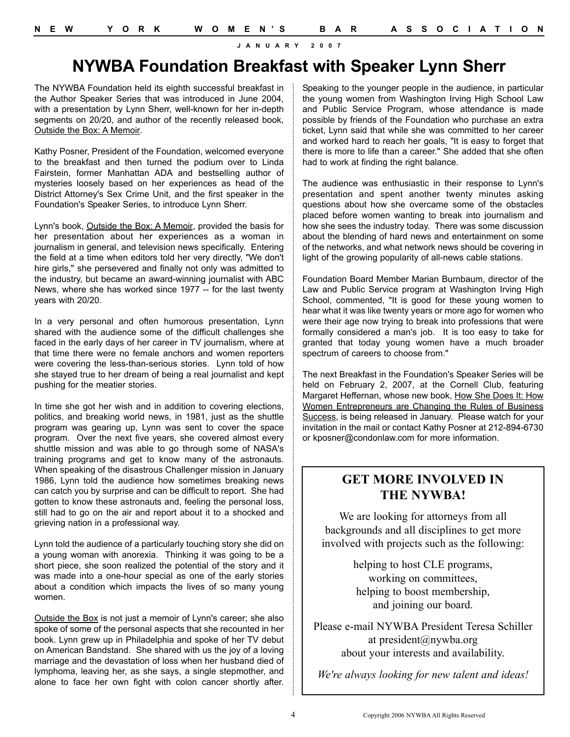# NYWBA Foundation Breakfast with Speaker Lynn Sherr

The NYWBA Foundation held its eighth successful breakfast in the Author Speaker Series that was introduced in June 2004, with a presentation by Lynn Sherr, well-known for her in-depth segments on 20/20, and author of the recently released book, Outside the Box: A Memoir.

Kathy Posner, President of the Foundation, welcomed everyone to the breakfast and then turned the podium over to Linda Fairstein, former Manhattan ADA and bestselling author of mysteries loosely based on her experiences as head of the District Attorney's Sex Crime Unit, and the first speaker in the Foundation's Speaker Series, to introduce Lynn Sherr.

Lynn's book, Outside the Box: A Memoir, provided the basis for her presentation about her experiences as a woman in journalism in general, and television news specifically. Entering the field at a time when editors told her very directly, "We don't hire girls," she persevered and finally not only was admitted to the industry, but became an award-winning journalist with ABC News, where she has worked since 1977 -- for the last twenty years with 20/20.

In a very personal and often humorous presentation, Lynn shared with the audience some of the difficult challenges she faced in the early days of her career in TV journalism, where at that time there were no female anchors and women reporters were covering the less-than-serious stories. Lynn told of how she stayed true to her dream of being a real journalist and kept pushing for the meatier stories.

In time she got her wish and in addition to covering elections, politics, and breaking world news, in 1981, just as the shuttle program was gearing up, Lynn was sent to cover the space program. Over the next five years, she covered almost every shuttle mission and was able to go through some of NASA's training programs and get to know many of the astronauts. When speaking of the disastrous Challenger mission in January 1986, Lynn told the audience how sometimes breaking news can catch you by surprise and can be difficult to report. She had gotten to know these astronauts and, feeling the personal loss, still had to go on the air and report about it to a shocked and grieving nation in a professional way.

Lynn told the audience of a particularly touching story she did on a young woman with anorexia. Thinking it was going to be a short piece, she soon realized the potential of the story and it was made into a one-hour special as one of the early stories about a condition which impacts the lives of so many young women.

Outside the Box is not just a memoir of Lynn's career; she also spoke of some of the personal aspects that she recounted in her book. Lynn grew up in Philadelphia and spoke of her TV debut on American Bandstand. She shared with us the joy of a loving marriage and the devastation of loss when her husband died of lymphoma, leaving her, as she says, a single stepmother, and alone to face her own fight with colon cancer shortly after.

Speaking to the younger people in the audience, in particular the young women from Washington Irving High School Law and Public Service Program, whose attendance is made possible by friends of the Foundation who purchase an extra ticket, Lynn said that while she was committed to her career and worked hard to reach her goals, "It is easy to forget that there is more to life than a career." She added that she often had to work at finding the right balance.

The audience was enthusiastic in their response to Lynn's presentation and spent another twenty minutes asking questions about how she overcame some of the obstacles placed before women wanting to break into journalism and how she sees the industry today. There was some discussion about the blending of hard news and entertainment on some of the networks, and what network news should be covering in light of the growing popularity of all-news cable stations.

Foundation Board Member Marian Burnbaum, director of the Law and Public Service program at Washington Irving High School, commented, "It is good for these young women to hear what it was like twenty years or more ago for women who were their age now trying to break into professions that were formally considered a man's job. It is too easy to take for granted that today young women have a much broader spectrum of careers to choose from."

The next Breakfast in the Foundation's Speaker Series will be held on February 2, 2007, at the Cornell Club, featuring Margaret Heffernan, whose new book, How She Does It: How Women Entrepreneurs are Changing the Rules of Business Success, is being released in January. Please watch for your invitation in the mail or contact Kathy Posner at 212-894-6730 or kposner@condonlaw.com for more information.

## GET MORE INVOLVED IN THE NYWBA!

We are looking for attorneys from all backgrounds and all disciplines to get more involved with projects such as the following:

helping to host CLE programs,
working on committees,
helping to boost membership,
and joining our board.

Please e-mail NYWBA President Teresa Schiller at president@nywba.org about your interests and availability.

*We're always looking for new talent and ideas!*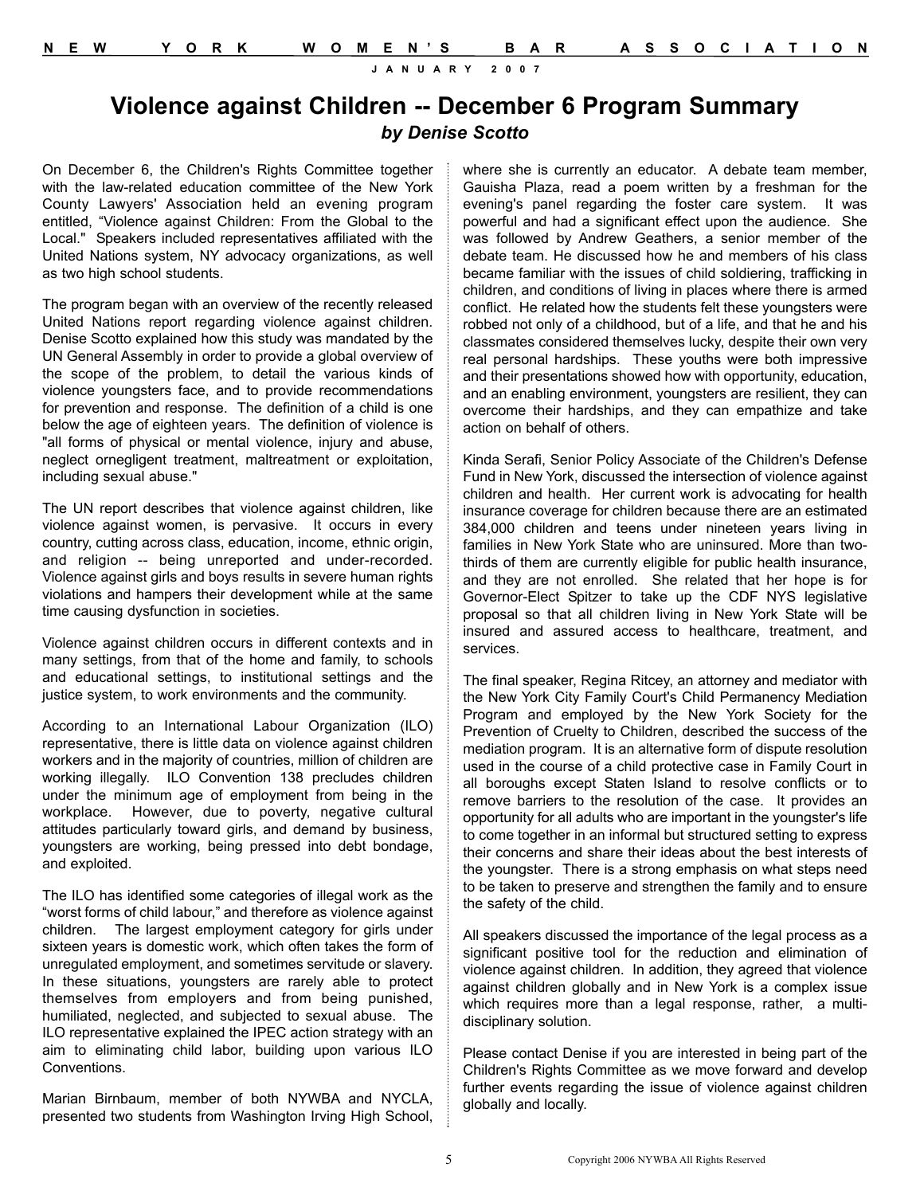# Violence against Children -- December 6 Program Summary

***by Denise Scotto***

On December 6, the Children's Rights Committee together with the law-related education committee of the New York County Lawyers' Association held an evening program entitled, "Violence against Children: From the Global to the Local." Speakers included representatives affiliated with the United Nations system, NY advocacy organizations, as well as two high school students.

The program began with an overview of the recently released United Nations report regarding violence against children. Denise Scotto explained how this study was mandated by the UN General Assembly in order to provide a global overview of the scope of the problem, to detail the various kinds of violence youngsters face, and to provide recommendations for prevention and response. The definition of a child is one below the age of eighteen years. The definition of violence is "all forms of physical or mental violence, injury and abuse, neglect ornegligent treatment, maltreatment or exploitation, including sexual abuse."

The UN report describes that violence against children, like violence against women, is pervasive. It occurs in every country, cutting across class, education, income, ethnic origin, and religion -- being unreported and under-recorded. Violence against girls and boys results in severe human rights violations and hampers their development while at the same time causing dysfunction in societies.

Violence against children occurs in different contexts and in many settings, from that of the home and family, to schools and educational settings, to institutional settings and the justice system, to work environments and the community.

According to an International Labour Organization (ILO) representative, there is little data on violence against children workers and in the majority of countries, million of children are working illegally. ILO Convention 138 precludes children under the minimum age of employment from being in the workplace. However, due to poverty, negative cultural attitudes particularly toward girls, and demand by business, youngsters are working, being pressed into debt bondage, and exploited.

The ILO has identified some categories of illegal work as the "worst forms of child labour," and therefore as violence against children. The largest employment category for girls under sixteen years is domestic work, which often takes the form of unregulated employment, and sometimes servitude or slavery. In these situations, youngsters are rarely able to protect themselves from employers and from being punished, humiliated, neglected, and subjected to sexual abuse. The ILO representative explained the IPEC action strategy with an aim to eliminating child labor, building upon various ILO Conventions.

Marian Birnbaum, member of both NYWBA and NYCLA, presented two students from Washington Irving High School, where she is currently an educator. A debate team member, Gauisha Plaza, read a poem written by a freshman for the evening's panel regarding the foster care system. It was powerful and had a significant effect upon the audience. She was followed by Andrew Geathers, a senior member of the debate team. He discussed how he and members of his class became familiar with the issues of child soldiering, trafficking in children, and conditions of living in places where there is armed conflict. He related how the students felt these youngsters were robbed not only of a childhood, but of a life, and that he and his classmates considered themselves lucky, despite their own very real personal hardships. These youths were both impressive and their presentations showed how with opportunity, education, and an enabling environment, youngsters are resilient, they can overcome their hardships, and they can empathize and take action on behalf of others.

Kinda Serafi, Senior Policy Associate of the Children's Defense Fund in New York, discussed the intersection of violence against children and health. Her current work is advocating for health insurance coverage for children because there are an estimated 384,000 children and teens under nineteen years living in families in New York State who are uninsured. More than two-thirds of them are currently eligible for public health insurance, and they are not enrolled. She related that her hope is for Governor-Elect Spitzer to take up the CDF NYS legislative proposal so that all children living in New York State will be insured and assured access to healthcare, treatment, and services.

The final speaker, Regina Ritcey, an attorney and mediator with the New York City Family Court's Child Permanency Mediation Program and employed by the New York Society for the Prevention of Cruelty to Children, described the success of the mediation program. It is an alternative form of dispute resolution used in the course of a child protective case in Family Court in all boroughs except Staten Island to resolve conflicts or to remove barriers to the resolution of the case. It provides an opportunity for all adults who are important in the youngster's life to come together in an informal but structured setting to express their concerns and share their ideas about the best interests of the youngster. There is a strong emphasis on what steps need to be taken to preserve and strengthen the family and to ensure the safety of the child.

All speakers discussed the importance of the legal process as a significant positive tool for the reduction and elimination of violence against children. In addition, they agreed that violence against children globally and in New York is a complex issue which requires more than a legal response, rather, a multi-disciplinary solution.

Please contact Denise if you are interested in being part of the Children's Rights Committee as we move forward and develop further events regarding the issue of violence against children globally and locally.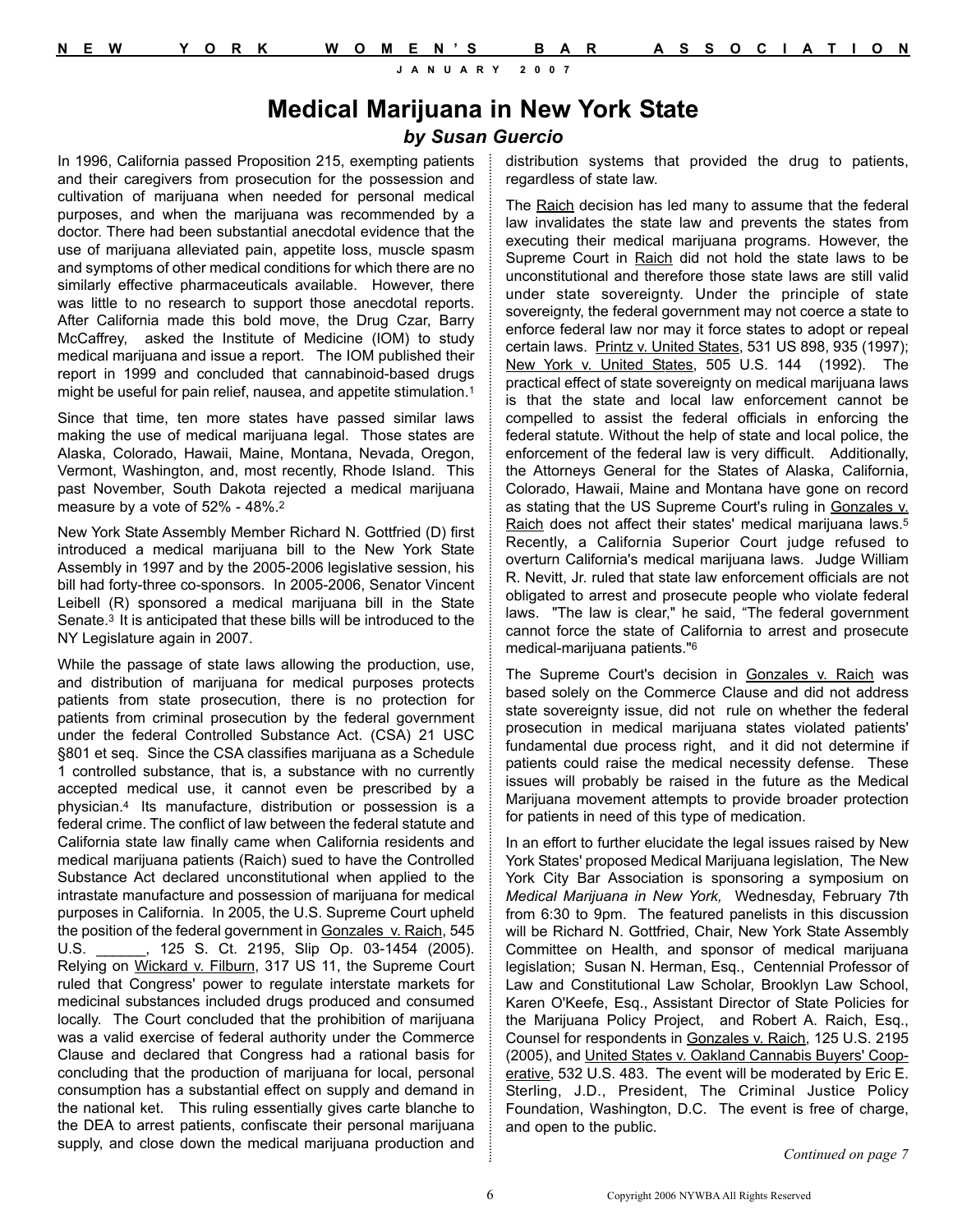# Medical Marijuana in New York State

### *by Susan Guercio*

In 1996, California passed Proposition 215, exempting patients and their caregivers from prosecution for the possession and cultivation of marijuana when needed for personal medical purposes, and when the marijuana was recommended by a doctor. There had been substantial anecdotal evidence that the use of marijuana alleviated pain, appetite loss, muscle spasm and symptoms of other medical conditions for which there are no similarly effective pharmaceuticals available. However, there was little to no research to support those anecdotal reports. After California made this bold move, the Drug Czar, Barry McCaffrey, asked the Institute of Medicine (IOM) to study medical marijuana and issue a report. The IOM published their report in 1999 and concluded that cannabinoid-based drugs might be useful for pain relief, nausea, and appetite stimulation.[1]

Since that time, ten more states have passed similar laws making the use of medical marijuana legal. Those states are Alaska, Colorado, Hawaii, Maine, Montana, Nevada, Oregon, Vermont, Washington, and, most recently, Rhode Island. This past November, South Dakota rejected a medical marijuana measure by a vote of 52% - 48%.[2]

New York State Assembly Member Richard N. Gottfried (D) first introduced a medical marijuana bill to the New York State Assembly in 1997 and by the 2005-2006 legislative session, his bill had forty-three co-sponsors. In 2005-2006, Senator Vincent Leibell (R) sponsored a medical marijuana bill in the State Senate.[3] It is anticipated that these bills will be introduced to the NY Legislature again in 2007.

While the passage of state laws allowing the production, use, and distribution of marijuana for medical purposes protects patients from state prosecution, there is no protection for patients from criminal prosecution by the federal government under the federal Controlled Substance Act. (CSA) 21 USC §801 et seq. Since the CSA classifies marijuana as a Schedule 1 controlled substance, that is, a substance with no currently accepted medical use, it cannot even be prescribed by a physician.[4] Its manufacture, distribution or possession is a federal crime. The conflict of law between the federal statute and California state law finally came when California residents and medical marijuana patients (Raich) sued to have the Controlled Substance Act declared unconstitutional when applied to the intrastate manufacture and possession of marijuana for medical purposes in California. In 2005, the U.S. Supreme Court upheld the position of the federal government in Gonzales v. Raich, 545 U.S. ______, 125 S. Ct. 2195, Slip Op. 03-1454 (2005). Relying on Wickard v. Filburn, 317 US 11, the Supreme Court ruled that Congress' power to regulate interstate markets for medicinal substances included drugs produced and consumed locally. The Court concluded that the prohibition of marijuana was a valid exercise of federal authority under the Commerce Clause and declared that Congress had a rational basis for concluding that the production of marijuana for local, personal consumption has a substantial effect on supply and demand in the national ket. This ruling essentially gives carte blanche to the DEA to arrest patients, confiscate their personal marijuana supply, and close down the medical marijuana production and distribution systems that provided the drug to patients, regardless of state law.

The Raich decision has led many to assume that the federal law invalidates the state law and prevents the states from executing their medical marijuana programs. However, the Supreme Court in Raich did not hold the state laws to be unconstitutional and therefore those state laws are still valid under state sovereignty. Under the principle of state sovereignty, the federal government may not coerce a state to enforce federal law nor may it force states to adopt or repeal certain laws. Printz v. United States, 531 US 898, 935 (1997); New York v. United States, 505 U.S. 144 (1992). The practical effect of state sovereignty on medical marijuana laws is that the state and local law enforcement cannot be compelled to assist the federal officials in enforcing the federal statute. Without the help of state and local police, the enforcement of the federal law is very difficult. Additionally, the Attorneys General for the States of Alaska, California, Colorado, Hawaii, Maine and Montana have gone on record as stating that the US Supreme Court's ruling in Gonzales v. Raich does not affect their states' medical marijuana laws.[5] Recently, a California Superior Court judge refused to overturn California's medical marijuana laws. Judge William R. Nevitt, Jr. ruled that state law enforcement officials are not obligated to arrest and prosecute people who violate federal laws. "The law is clear," he said, "The federal government cannot force the state of California to arrest and prosecute medical-marijuana patients."[6]

The Supreme Court's decision in Gonzales v. Raich was based solely on the Commerce Clause and did not address state sovereignty issue, did not rule on whether the federal prosecution in medical marijuana states violated patients' fundamental due process right, and it did not determine if patients could raise the medical necessity defense. These issues will probably be raised in the future as the Medical Marijuana movement attempts to provide broader protection for patients in need of this type of medication.

In an effort to further elucidate the legal issues raised by New York States' proposed Medical Marijuana legislation, The New York City Bar Association is sponsoring a symposium on *Medical Marijuana in New York,* Wednesday, February 7th from 6:30 to 9pm. The featured panelists in this discussion will be Richard N. Gottfried, Chair, New York State Assembly Committee on Health, and sponsor of medical marijuana legislation; Susan N. Herman, Esq., Centennial Professor of Law and Constitutional Law Scholar, Brooklyn Law School, Karen O'Keefe, Esq., Assistant Director of State Policies for the Marijuana Policy Project, and Robert A. Raich, Esq., Counsel for respondents in Gonzales v. Raich, 125 U.S. 2195 (2005), and United States v. Oakland Cannabis Buyers' Cooperative, 532 U.S. 483. The event will be moderated by Eric E. Sterling, J.D., President, The Criminal Justice Policy Foundation, Washington, D.C. The event is free of charge, and open to the public.

*Continued on page 7*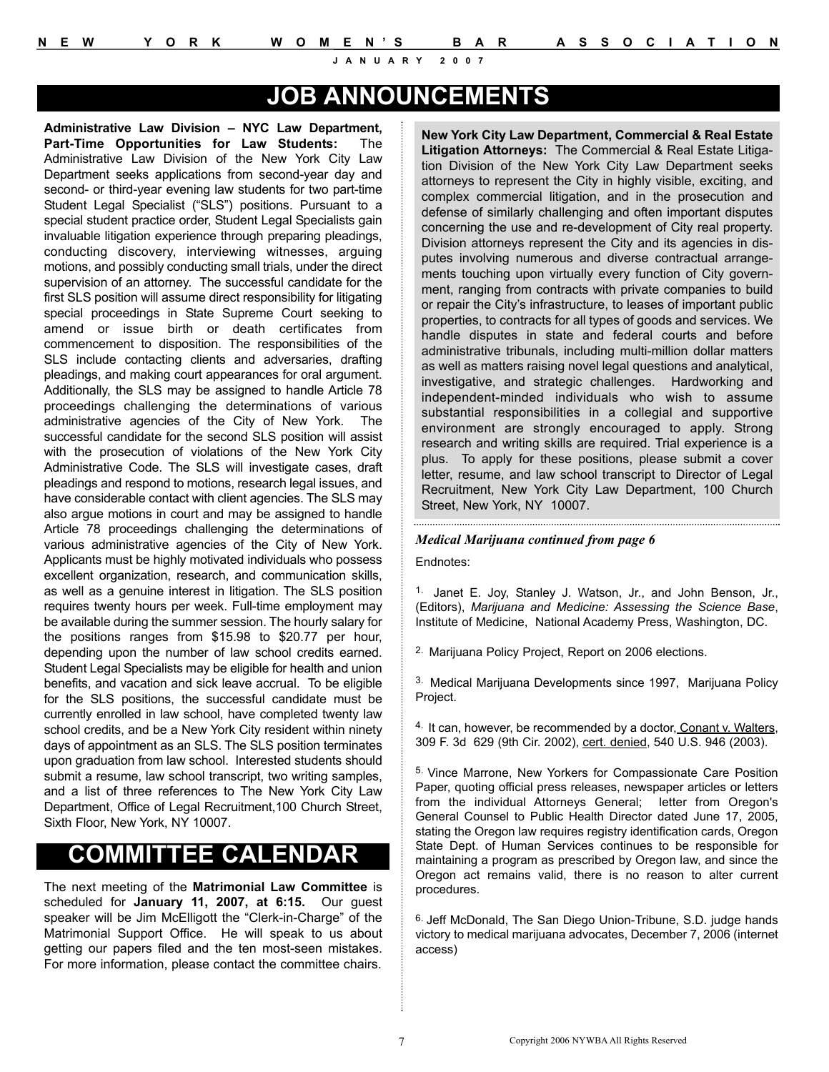# JOB ANNOUNCEMENTS

**Administrative Law Division – NYC Law Department, Part-Time Opportunities for Law Students:** The Administrative Law Division of the New York City Law Department seeks applications from second-year day and second- or third-year evening law students for two part-time Student Legal Specialist ("SLS") positions. Pursuant to a special student practice order, Student Legal Specialists gain invaluable litigation experience through preparing pleadings, conducting discovery, interviewing witnesses, arguing motions, and possibly conducting small trials, under the direct supervision of an attorney. The successful candidate for the first SLS position will assume direct responsibility for litigating special proceedings in State Supreme Court seeking to amend or issue birth or death certificates from commencement to disposition. The responsibilities of the SLS include contacting clients and adversaries, drafting pleadings, and making court appearances for oral argument. Additionally, the SLS may be assigned to handle Article 78 proceedings challenging the determinations of various administrative agencies of the City of New York. The successful candidate for the second SLS position will assist with the prosecution of violations of the New York City Administrative Code. The SLS will investigate cases, draft pleadings and respond to motions, research legal issues, and have considerable contact with client agencies. The SLS may also argue motions in court and may be assigned to handle Article 78 proceedings challenging the determinations of various administrative agencies of the City of New York. Applicants must be highly motivated individuals who possess excellent organization, research, and communication skills, as well as a genuine interest in litigation. The SLS position requires twenty hours per week. Full-time employment may be available during the summer session. The hourly salary for the positions ranges from $15.98 to $20.77 per hour, depending upon the number of law school credits earned. Student Legal Specialists may be eligible for health and union benefits, and vacation and sick leave accrual. To be eligible for the SLS positions, the successful candidate must be currently enrolled in law school, have completed twenty law school credits, and be a New York City resident within ninety days of appointment as an SLS. The SLS position terminates upon graduation from law school. Interested students should submit a resume, law school transcript, two writing samples, and a list of three references to The New York City Law Department, Office of Legal Recruitment,100 Church Street, Sixth Floor, New York, NY 10007.

# COMMITTEE CALENDAR

The next meeting of the **Matrimonial Law Committee** is scheduled for **January 11, 2007, at 6:15.** Our guest speaker will be Jim McElligott the "Clerk-in-Charge" of the Matrimonial Support Office. He will speak to us about getting our papers filed and the ten most-seen mistakes. For more information, please contact the committee chairs.

**New York City Law Department, Commercial & Real Estate Litigation Attorneys:** The Commercial & Real Estate Litigation Division of the New York City Law Department seeks attorneys to represent the City in highly visible, exciting, and complex commercial litigation, and in the prosecution and defense of similarly challenging and often important disputes concerning the use and re-development of City real property. Division attorneys represent the City and its agencies in disputes involving numerous and diverse contractual arrangements touching upon virtually every function of City government, ranging from contracts with private companies to build or repair the City's infrastructure, to leases of important public properties, to contracts for all types of goods and services. We handle disputes in state and federal courts and before administrative tribunals, including multi-million dollar matters as well as matters raising novel legal questions and analytical, investigative, and strategic challenges. Hardworking and independent-minded individuals who wish to assume substantial responsibilities in a collegial and supportive environment are strongly encouraged to apply. Strong research and writing skills are required. Trial experience is a plus. To apply for these positions, please submit a cover letter, resume, and law school transcript to Director of Legal Recruitment, New York City Law Department, 100 Church Street, New York, NY 10007.

***Medical Marijuana continued from page 6***

Endnotes:

1. Janet E. Joy, Stanley J. Watson, Jr., and John Benson, Jr., (Editors), *Marijuana and Medicine: Assessing the Science Base*, Institute of Medicine, National Academy Press, Washington, DC.

2. Marijuana Policy Project, Report on 2006 elections.

3. Medical Marijuana Developments since 1997, Marijuana Policy Project.

4. It can, however, be recommended by a doctor, Conant v. Walters, 309 F. 3d 629 (9th Cir. 2002), cert. denied, 540 U.S. 946 (2003).

5. Vince Marrone, New Yorkers for Compassionate Care Position Paper, quoting official press releases, newspaper articles or letters from the individual Attorneys General; letter from Oregon's General Counsel to Public Health Director dated June 17, 2005, stating the Oregon law requires registry identification cards, Oregon State Dept. of Human Services continues to be responsible for maintaining a program as prescribed by Oregon law, and since the Oregon act remains valid, there is no reason to alter current procedures.

6. Jeff McDonald, The San Diego Union-Tribune, S.D. judge hands victory to medical marijuana advocates, December 7, 2006 (internet access)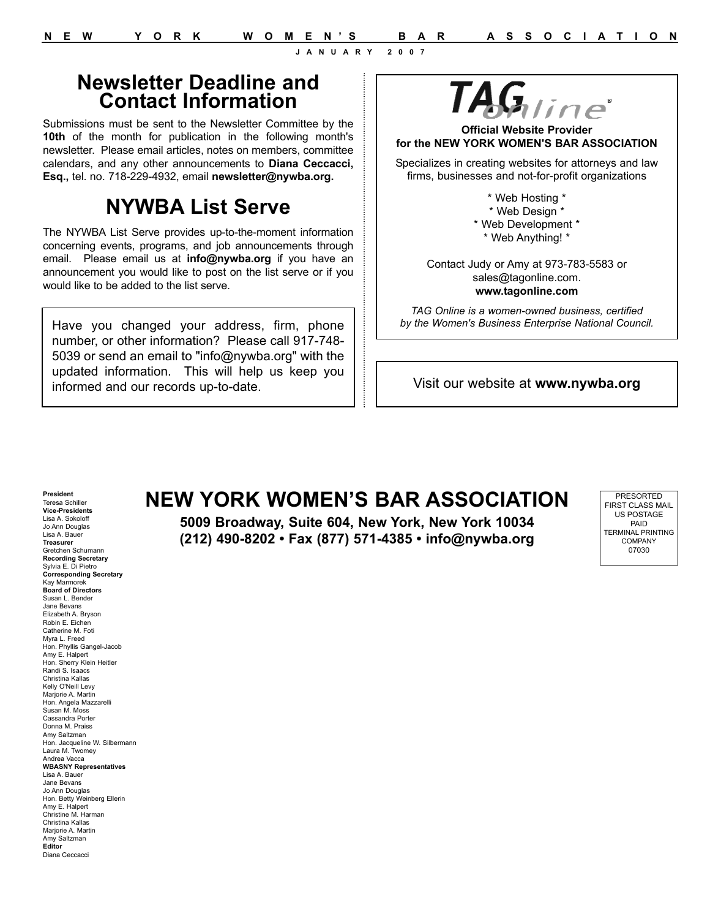## Newsletter Deadline and Contact Information

Submissions must be sent to the Newsletter Committee by the **10th** of the month for publication in the following month's newsletter. Please email articles, notes on members, committee calendars, and any other announcements to **Diana Ceccacci, Esq.,** tel. no. 718-229-4932, email **newsletter@nywba.org.**

## NYWBA List Serve

The NYWBA List Serve provides up-to-the-moment information concerning events, programs, and job announcements through email. Please email us at **info@nywba.org** if you have an announcement you would like to post on the list serve or if you would like to be added to the list serve.

Have you changed your address, firm, phone number, or other information? Please call 917-748-5039 or send an email to "info@nywba.org" with the updated information. This will help us keep you informed and our records up-to-date.

**TAG online**

**Official Website Provider for the NEW YORK WOMEN'S BAR ASSOCIATION**

Specializes in creating websites for attorneys and law firms, businesses and not-for-profit organizations

* Web Hosting *
* Web Design *
* Web Development *
* Web Anything! *

Contact Judy or Amy at 973-783-5583 or sales@tagonline.com.
**www.tagonline.com**

*TAG Online is a women-owned business, certified by the Women's Business Enterprise National Council.*

Visit our website at **www.nywba.org**

**President**
Teresa Schiller
**Vice-Presidents**
Lisa A. Sokoloff
Jo Ann Douglas
Lisa A. Bauer
**Treasurer**
Gretchen Schumann
**Recording Secretary**
Sylvia E. Di Pietro
**Corresponding Secretary**
Kay Marmorek
**Board of Directors**
Susan L. Bender
Jane Bevans
Elizabeth A. Bryson
Robin E. Eichen
Catherine M. Foti
Myra L. Freed
Hon. Phyllis Gangel-Jacob
Amy E. Halpert
Hon. Sherry Klein Heitler
Randi S. Isaacs
Christina Kallas
Kelly O'Neill Levy
Marjorie A. Martin
Hon. Angela Mazzarelli
Susan M. Moss
Cassandra Porter
Donna M. Praiss
Amy Saltzman
Hon. Jacqueline W. Silbermann
Laura M. Twomey
Andrea Vacca
**WBASNY Representatives**
Lisa A. Bauer
Jane Bevans
Jo Ann Douglas
Hon. Betty Weinberg Ellerin
Amy E. Halpert
Christine M. Harman
Christina Kallas
Marjorie A. Martin
Amy Saltzman
**Editor**
Diana Ceccacci

# NEW YORK WOMEN'S BAR ASSOCIATION

**5009 Broadway, Suite 604, New York, New York 10034**
**(212) 490-8202 • Fax (877) 571-4385 • info@nywba.org**

PRESORTED
FIRST CLASS MAIL
US POSTAGE
PAID
TERMINAL PRINTING COMPANY
07030